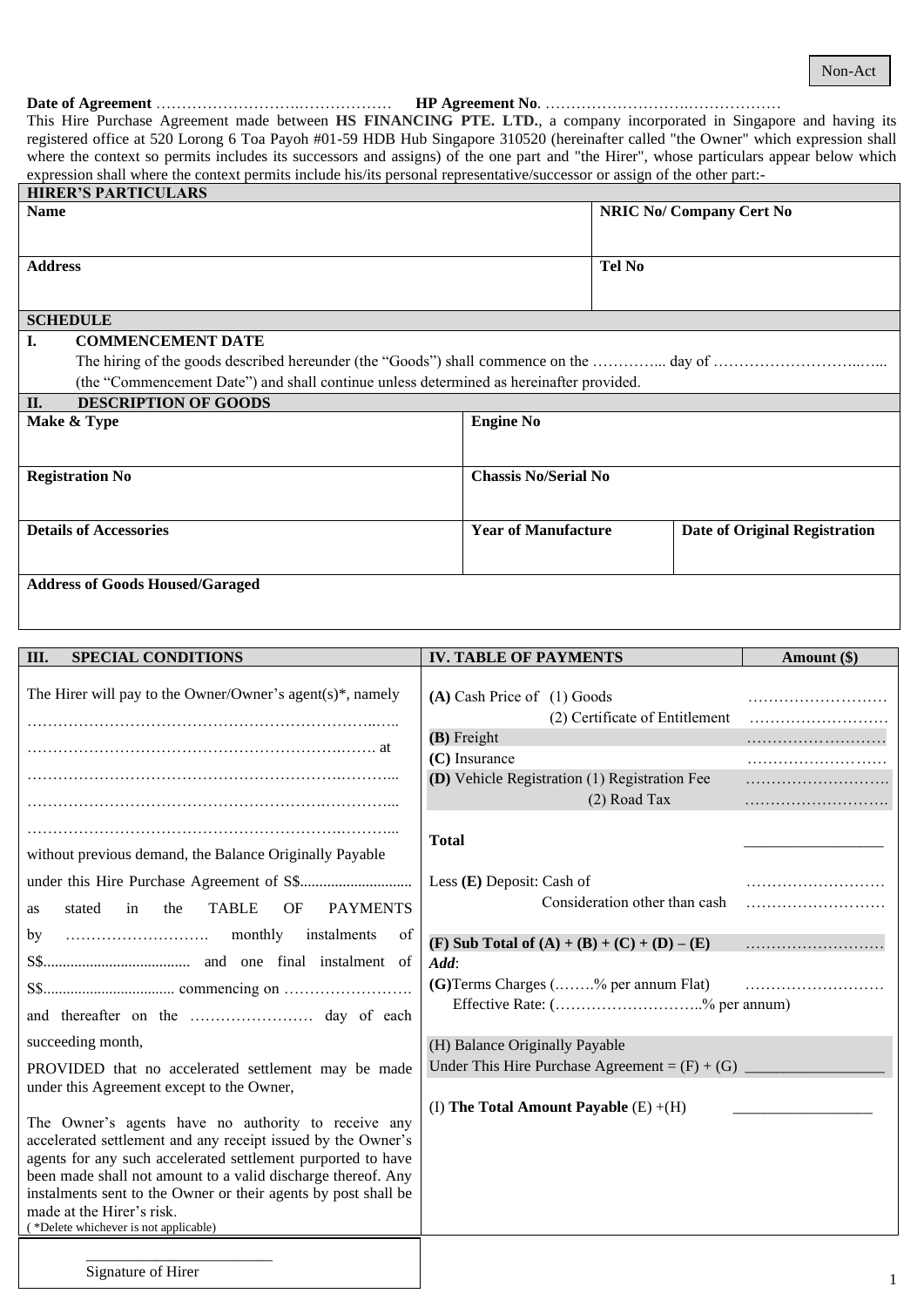Non-Act

**Date of Agreement** ……………………….……………… **HP Agreement No**. ……………………….………………

This Hire Purchase Agreement made between **HS FINANCING PTE. LTD.**, a company incorporated in Singapore and having its registered office at 520 Lorong 6 Toa Payoh #01-59 HDB Hub Singapore 310520 (hereinafter called "the Owner" which expression shall where the context so permits includes its successors and assigns) of the one part and "the Hirer", whose particulars appear below which expression shall where the context permits include his/its personal representative/successor or assign of the other part:-

| **HIRER'S PARTICULARS** | |
|---|---|
| **Name** | **NRIC No/ Company Cert No** |
| **Address** | **Tel No** |

## SCHEDULE

**I. COMMENCEMENT DATE**

The hiring of the goods described hereunder (the "Goods") shall commence on the …………... day of ……………………..….. (the "Commencement Date") and shall continue unless determined as hereinafter provided.

**II. DESCRIPTION OF GOODS**

| **Make & Type** | **Engine No** | |
|---|---|---|
| **Registration No** | **Chassis No/Serial No** | |
| **Details of Accessories** | **Year of Manufacture** | **Date of Original Registration** |
| **Address of Goods Housed/Garaged** | | |

**III. SPECIAL CONDITIONS**

The Hirer will pay to the Owner/Owner's agent(s)*, namely ……………………………………………………………..….. ………………………………………………………….……. at ……………………………………………………….………... ……………………………………………………….………... ……………………………………………………….………... without previous demand, the Balance Originally Payable under this Hire Purchase Agreement of S$............................ as stated in the TABLE OF PAYMENTS by ………………………. monthly instalments of S$...................................... and one final instalment of S$................................ commencing on ……………………. and thereafter on the …………………… day of each succeeding month,

PROVIDED that no accelerated settlement may be made under this Agreement except to the Owner,

The Owner's agents have no authority to receive any accelerated settlement and any receipt issued by the Owner's agents for any such accelerated settlement purported to have been made shall not amount to a valid discharge thereof. Any instalments sent to the Owner or their agents by post shall be made at the Hirer's risk.

( *Delete whichever is not applicable)

_______________________
Signature of Hirer

| **IV. TABLE OF PAYMENTS** | **Amount ($)** |
|---|---|
| **(A)** Cash Price of (1) Goods | ……………………… |
| (2) Certificate of Entitlement | ……………………… |
| **(B)** Freight | ……………………… |
| **(C)** Insurance | ……………………… |
| **(D)** Vehicle Registration (1) Registration Fee | ……………………… |
| (2) Road Tax | ……………………… |
| **Total** | _________________ |
| Less **(E)** Deposit: Cash of | ……………………… |
| Consideration other than cash | ……………………… |
| **(F) Sub Total of (A) + (B) + (C) + (D) – (E)** | ……………………… |
| ***Add*:** | |
| **(G)** Terms Charges (……..% per annum Flat) | ……………………… |
| Effective Rate: (………………………..% per annum) | |
| (H) Balance Originally Payable Under This Hire Purchase Agreement = (F) + (G) | _________________ |
| (I) **The Total Amount Payable** (E) +(H) | _________________ |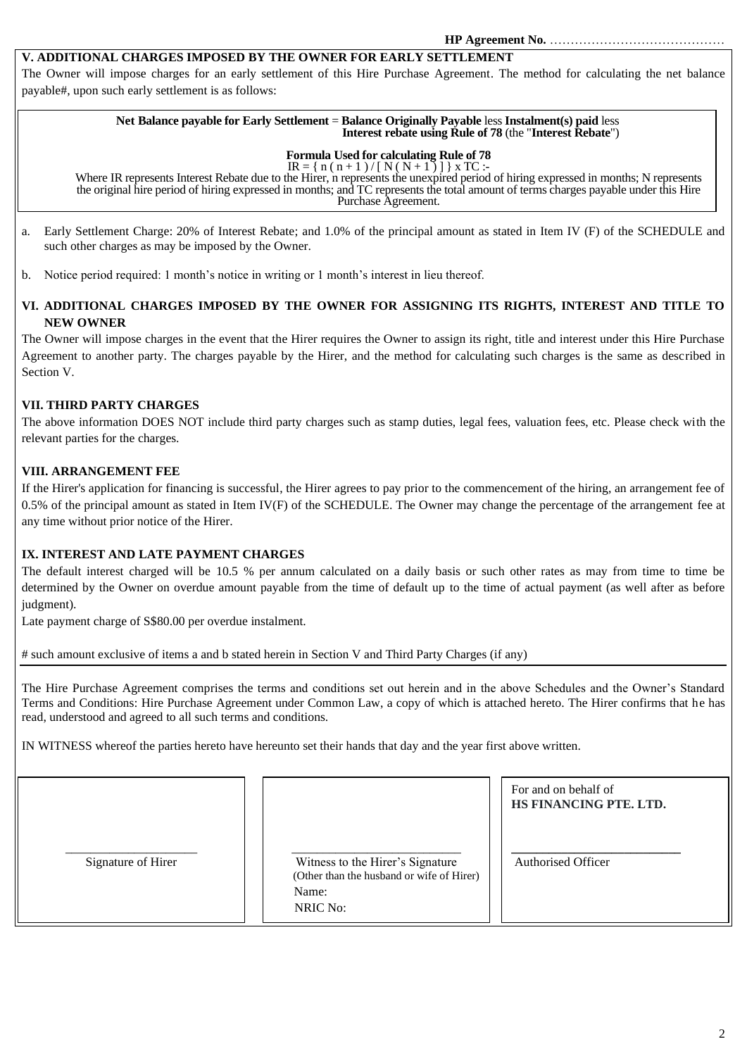**HP Agreement No.** ……………………………………

### V. ADDITIONAL CHARGES IMPOSED BY THE OWNER FOR EARLY SETTLEMENT

The Owner will impose charges for an early settlement of this Hire Purchase Agreement. The method for calculating the net balance payable#, upon such early settlement is as follows:

> **Net Balance payable for Early Settlement** = **Balance Originally Payable** less **Instalment(s) paid** less **Interest rebate using Rule of 78** (the "**Interest Rebate**")
>
> **Formula Used for calculating Rule of 78**
>
> $IR = \{ n ( n + 1 ) / [ N ( N + 1 ) ] \} \times TC$ :-
>
> Where IR represents Interest Rebate due to the Hirer, n represents the unexpired period of hiring expressed in months; N represents the original hire period of hiring expressed in months; and TC represents the total amount of terms charges payable under this Hire Purchase Agreement.

a. Early Settlement Charge: 20% of Interest Rebate; and 1.0% of the principal amount as stated in Item IV (F) of the SCHEDULE and such other charges as may be imposed by the Owner.

b. Notice period required: 1 month's notice in writing or 1 month's interest in lieu thereof.

### VI. ADDITIONAL CHARGES IMPOSED BY THE OWNER FOR ASSIGNING ITS RIGHTS, INTEREST AND TITLE TO NEW OWNER

The Owner will impose charges in the event that the Hirer requires the Owner to assign its right, title and interest under this Hire Purchase Agreement to another party. The charges payable by the Hirer, and the method for calculating such charges is the same as described in Section V.

### VII. THIRD PARTY CHARGES

The above information DOES NOT include third party charges such as stamp duties, legal fees, valuation fees, etc. Please check with the relevant parties for the charges.

### VIII. ARRANGEMENT FEE

If the Hirer's application for financing is successful, the Hirer agrees to pay prior to the commencement of the hiring, an arrangement fee of 0.5% of the principal amount as stated in Item IV(F) of the SCHEDULE. The Owner may change the percentage of the arrangement fee at any time without prior notice of the Hirer.

### IX. INTEREST AND LATE PAYMENT CHARGES

The default interest charged will be 10.5 % per annum calculated on a daily basis or such other rates as may from time to time be determined by the Owner on overdue amount payable from the time of default up to the time of actual payment (as well after as before judgment).

Late payment charge of S$80.00 per overdue instalment.

# such amount exclusive of items a and b stated herein in Section V and Third Party Charges (if any)

---

The Hire Purchase Agreement comprises the terms and conditions set out herein and in the above Schedules and the Owner's Standard Terms and Conditions: Hire Purchase Agreement under Common Law, a copy of which is attached hereto. The Hirer confirms that he has read, understood and agreed to all such terms and conditions.

IN WITNESS whereof the parties hereto have hereunto set their hands that day and the year first above written.

| | | |
|---|---|---|
| | | For and on behalf of<br>**HS FINANCING PTE. LTD.** |
| ____________________<br>Signature of Hirer | ____________________<br>Witness to the Hirer's Signature<br>(Other than the husband or wife of Hirer)<br>Name:<br>NRIC No: | ____________________<br>Authorised Officer |